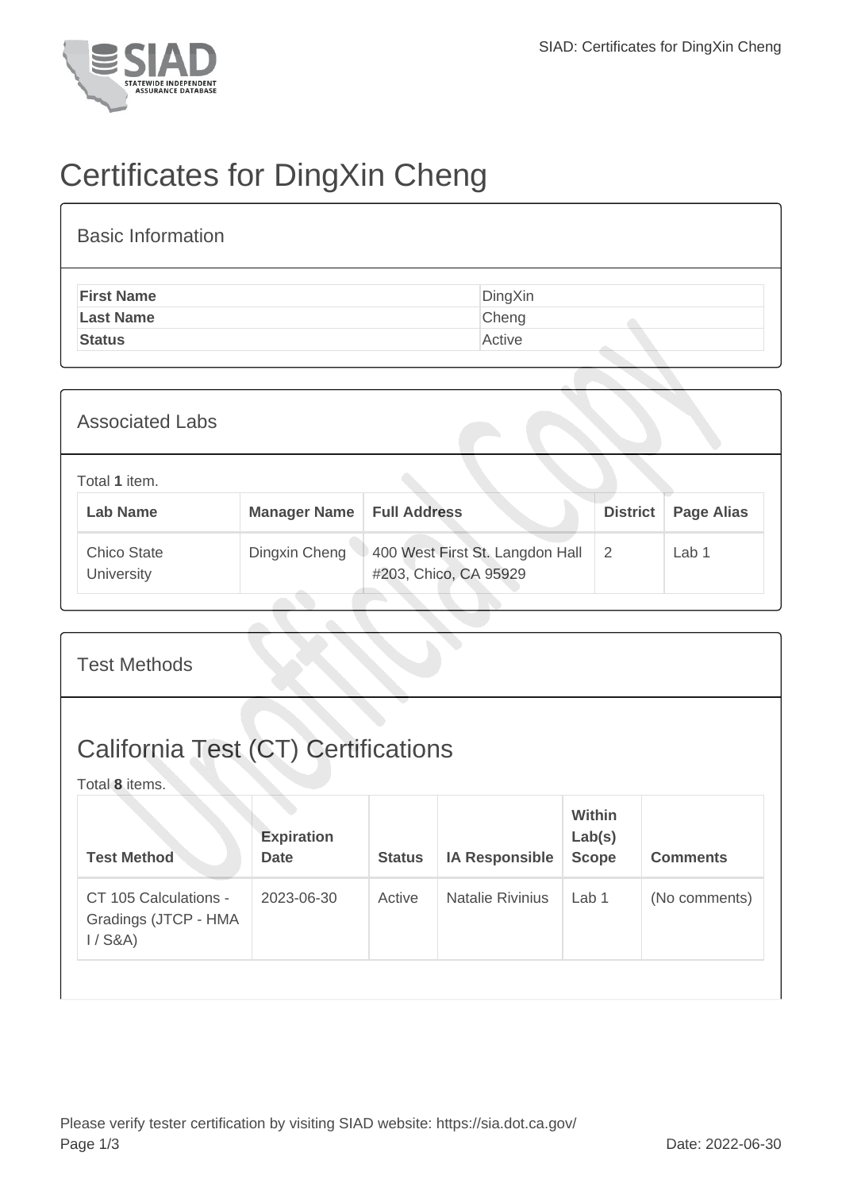# Certificates for DingXin Cheng

## Basic Information

| | |
|---|---|
| **First Name** | DingXin |
| **Last Name** | Cheng |
| **Status** | Active |

## Associated Labs

Total **1** item.

| Lab Name | Manager Name | Full Address | District | Page Alias |
|---|---|---|---|---|
| Chico State University | Dingxin Cheng | 400 West First St. Langdon Hall #203, Chico, CA 95929 | 2 | Lab 1 |

## Test Methods

## California Test (CT) Certifications

Total **8** items.

| Test Method | Expiration Date | Status | IA Responsible | Within Lab(s) Scope | Comments |
|---|---|---|---|---|---|
| CT 105 Calculations - Gradings (JTCP - HMA I / S&A) | 2023-06-30 | Active | Natalie Rivinius | Lab 1 | (No comments) |

Please verify tester certification by visiting SIAD website: https://sia.dot.ca.gov/

Date: 2022-06-30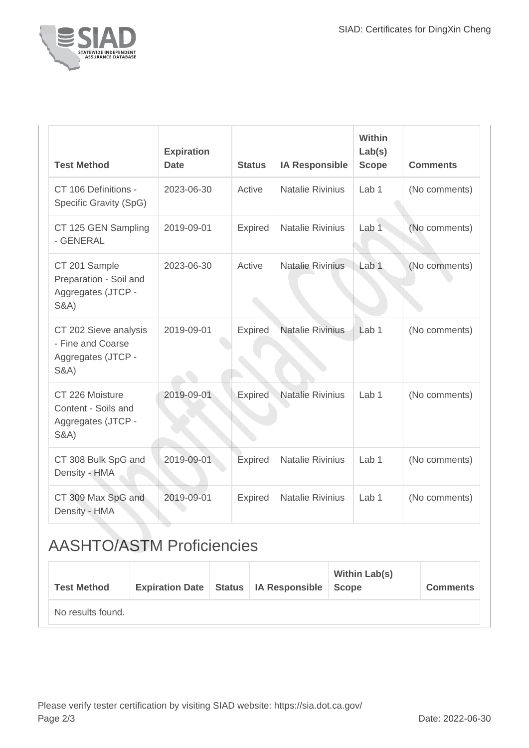| Test Method | Expiration Date | Status | IA Responsible | Within Lab(s) Scope | Comments |
| --- | --- | --- | --- | --- | --- |
| CT 106 Definitions - Specific Gravity (SpG) | 2023-06-30 | Active | Natalie Rivinius | Lab 1 | (No comments) |
| CT 125 GEN Sampling - GENERAL | 2019-09-01 | Expired | Natalie Rivinius | Lab 1 | (No comments) |
| CT 201 Sample Preparation - Soil and Aggregates (JTCP - S&A) | 2023-06-30 | Active | Natalie Rivinius | Lab 1 | (No comments) |
| CT 202 Sieve analysis - Fine and Coarse Aggregates (JTCP - S&A) | 2019-09-01 | Expired | Natalie Rivinius | Lab 1 | (No comments) |
| CT 226 Moisture Content - Soils and Aggregates (JTCP - S&A) | 2019-09-01 | Expired | Natalie Rivinius | Lab 1 | (No comments) |
| CT 308 Bulk SpG and Density - HMA | 2019-09-01 | Expired | Natalie Rivinius | Lab 1 | (No comments) |
| CT 309 Max SpG and Density - HMA | 2019-09-01 | Expired | Natalie Rivinius | Lab 1 | (No comments) |

## AASHTO/ASTM Proficiencies

| Test Method | Expiration Date | Status | IA Responsible | Within Lab(s) Scope | Comments |
| --- | --- | --- | --- | --- | --- |
| No results found. | | | | | |

Please verify tester certification by visiting SIAD website: https://sia.dot.ca.gov/

Date: 2022-06-30